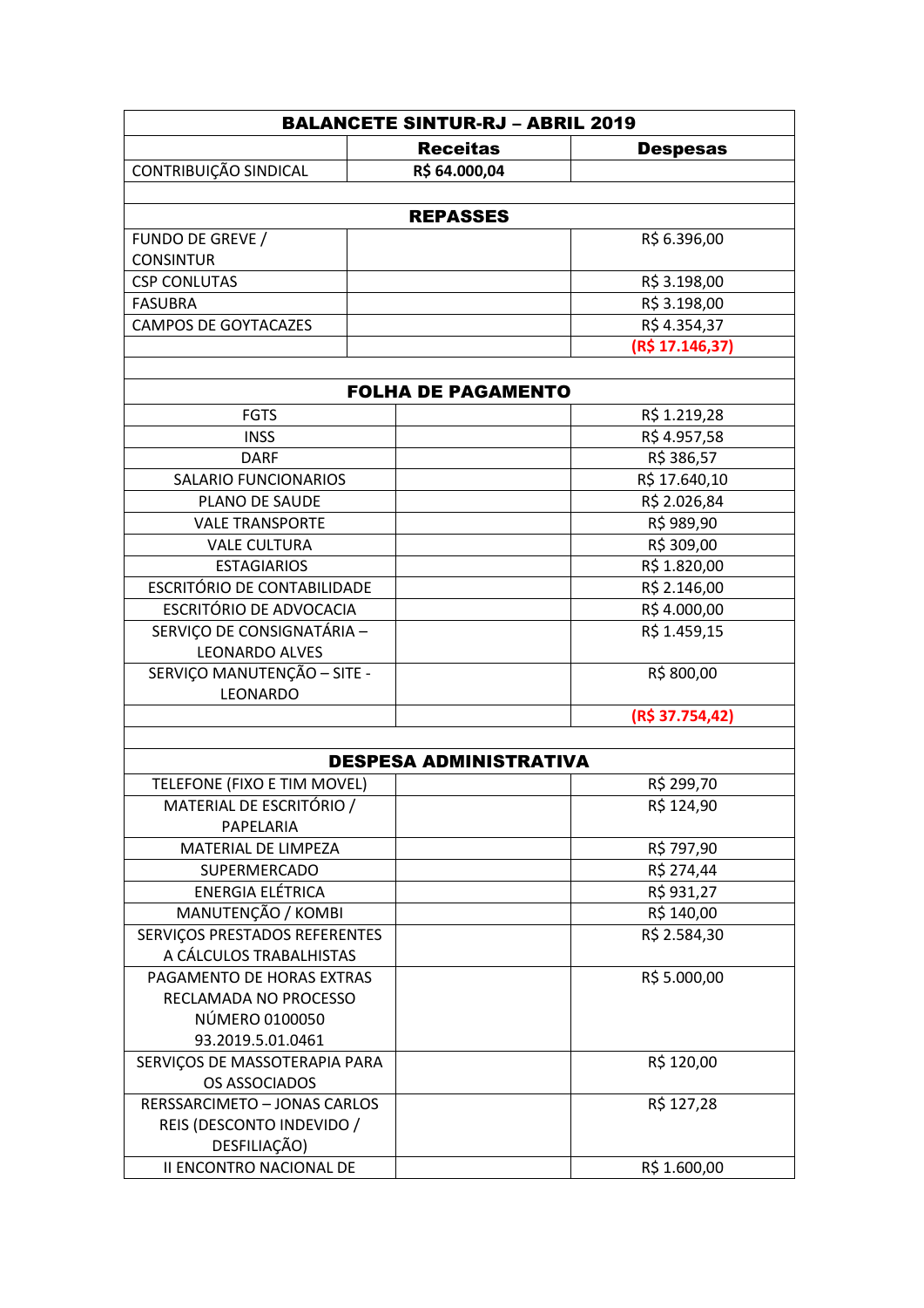| BALANCETE SINTUR-RJ – ABRIL 2019 | | |
|---|---|---|
| | **Receitas** | **Despesas** |
| CONTRIBUIÇÃO SINDICAL | **R$ 64.000,04** | |
| | | |
| **REPASSES** | | |
| FUNDO DE GREVE / CONSINTUR | | R$ 6.396,00 |
| CSP CONLUTAS | | R$ 3.198,00 |
| FASUBRA | | R$ 3.198,00 |
| CAMPOS DE GOYTACAZES | | R$ 4.354,37 |
| | | **(R$ 17.146,37)** |
| | | |
| **FOLHA DE PAGAMENTO** | | |
| FGTS | | R$ 1.219,28 |
| INSS | | R$ 4.957,58 |
| DARF | | R$ 386,57 |
| SALARIO FUNCIONARIOS | | R$ 17.640,10 |
| PLANO DE SAUDE | | R$ 2.026,84 |
| VALE TRANSPORTE | | R$ 989,90 |
| VALE CULTURA | | R$ 309,00 |
| ESTAGIARIOS | | R$ 1.820,00 |
| ESCRITÓRIO DE CONTABILIDADE | | R$ 2.146,00 |
| ESCRITÓRIO DE ADVOCACIA | | R$ 4.000,00 |
| SERVIÇO DE CONSIGNATÁRIA – LEONARDO ALVES | | R$ 1.459,15 |
| SERVIÇO MANUTENÇÃO – SITE - LEONARDO | | R$ 800,00 |
| | | **(R$ 37.754,42)** |
| | | |
| **DESPESA ADMINISTRATIVA** | | |
| TELEFONE (FIXO E TIM MOVEL) | | R$ 299,70 |
| MATERIAL DE ESCRITÓRIO / PAPELARIA | | R$ 124,90 |
| MATERIAL DE LIMPEZA | | R$ 797,90 |
| SUPERMERCADO | | R$ 274,44 |
| ENERGIA ELÉTRICA | | R$ 931,27 |
| MANUTENÇÃO / KOMBI | | R$ 140,00 |
| SERVIÇOS PRESTADOS REFERENTES A CÁLCULOS TRABALHISTAS | | R$ 2.584,30 |
| PAGAMENTO DE HORAS EXTRAS RECLAMADA NO PROCESSO NÚMERO 0100050 93.2019.5.01.0461 | | R$ 5.000,00 |
| SERVIÇOS DE MASSOTERAPIA PARA OS ASSOCIADOS | | R$ 120,00 |
| RERSSARCIMETO – JONAS CARLOS REIS (DESCONTO INDEVIDO / DESFILIAÇÃO) | | R$ 127,28 |
| II ENCONTRO NACIONAL DE | | R$ 1.600,00 |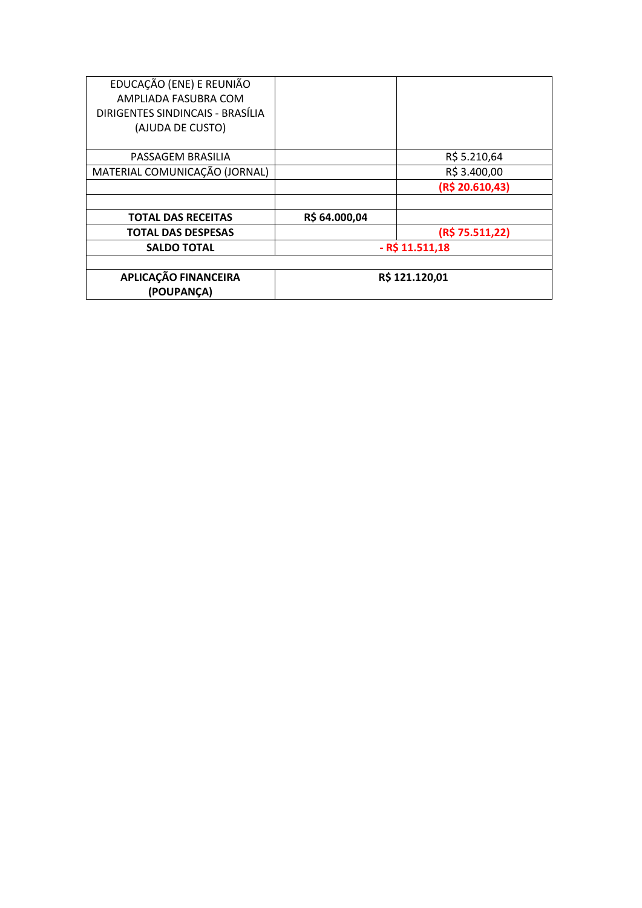| | | |
|---|---|---|
| EDUCAÇÃO (ENE) E REUNIÃO AMPLIADA FASUBRA COM DIRIGENTES SINDINCAIS - BRASÍLIA (AJUDA DE CUSTO) | | |
| PASSAGEM BRASILIA | | R$ 5.210,64 |
| MATERIAL COMUNICAÇÃO (JORNAL) | | R$ 3.400,00 |
| | | **(R$ 20.610,43)** |
| | | |
| **TOTAL DAS RECEITAS** | **R$ 64.000,04** | |
| **TOTAL DAS DESPESAS** | | **(R$ 75.511,22)** |
| **SALDO TOTAL** | **- R$ 11.511,18** | |
| | | |
| **APLICAÇÃO FINANCEIRA (POUPANÇA)** | **R$ 121.120,01** | |